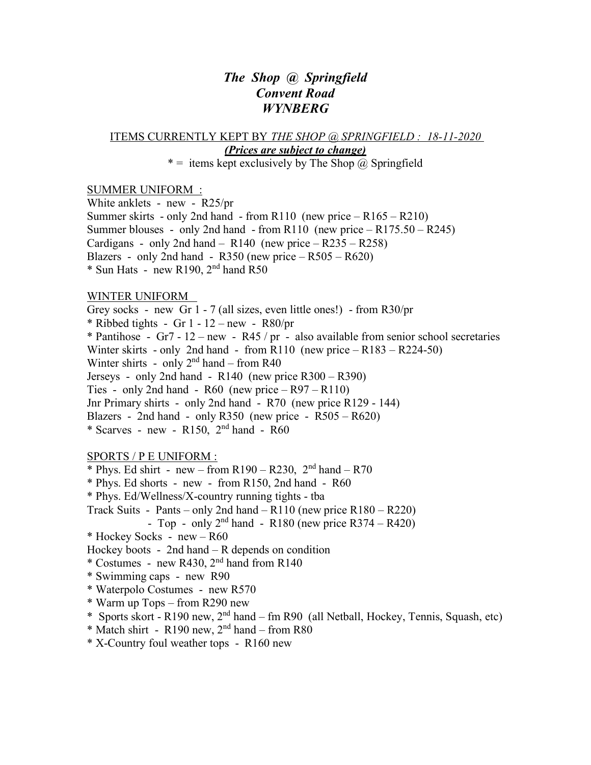# *The Shop @ Springfield*
# *Convent Road*
# *WYNBERG*

ITEMS CURRENTLY KEPT BY *THE SHOP @ SPRINGFIELD : 18-11-2020*

***(Prices are subject to change)***

* = items kept exclusively by The Shop @ Springfield

SUMMER UNIFORM :

White anklets - new - R25/pr
Summer skirts - only 2nd hand - from R110 (new price – R165 – R210)
Summer blouses - only 2nd hand - from R110 (new price – R175.50 – R245)
Cardigans - only 2nd hand – R140 (new price – R235 – R258)
Blazers - only 2nd hand - R350 (new price – R505 – R620)
* Sun Hats - new R190, 2nd hand R50

WINTER UNIFORM

Grey socks - new Gr 1 - 7 (all sizes, even little ones!) - from R30/pr
* Ribbed tights - Gr 1 - 12 – new - R80/pr
* Pantihose - Gr7 - 12 – new - R45 / pr - also available from senior school secretaries
Winter skirts - only 2nd hand - from R110 (new price – R183 – R224-50)
Winter shirts - only 2nd hand – from R40
Jerseys - only 2nd hand - R140 (new price R300 – R390)
Ties - only 2nd hand - R60 (new price – R97 – R110)
Jnr Primary shirts - only 2nd hand - R70 (new price R129 - 144)
Blazers - 2nd hand - only R350 (new price - R505 – R620)
* Scarves - new - R150, 2nd hand - R60

SPORTS / P E UNIFORM :

* Phys. Ed shirt - new – from R190 – R230, 2nd hand – R70
* Phys. Ed shorts - new - from R150, 2nd hand - R60
* Phys. Ed/Wellness/X-country running tights - tba
Track Suits - Pants – only 2nd hand – R110 (new price R180 – R220)
- Top - only 2nd hand - R180 (new price R374 – R420)
* Hockey Socks - new – R60
Hockey boots - 2nd hand – R depends on condition
* Costumes - new R430, 2nd hand from R140
* Swimming caps - new R90
* Waterpolo Costumes - new R570
* Warm up Tops – from R290 new
* Sports skort - R190 new, 2nd hand – fm R90 (all Netball, Hockey, Tennis, Squash, etc)
* Match shirt - R190 new, 2nd hand – from R80
* X-Country foul weather tops - R160 new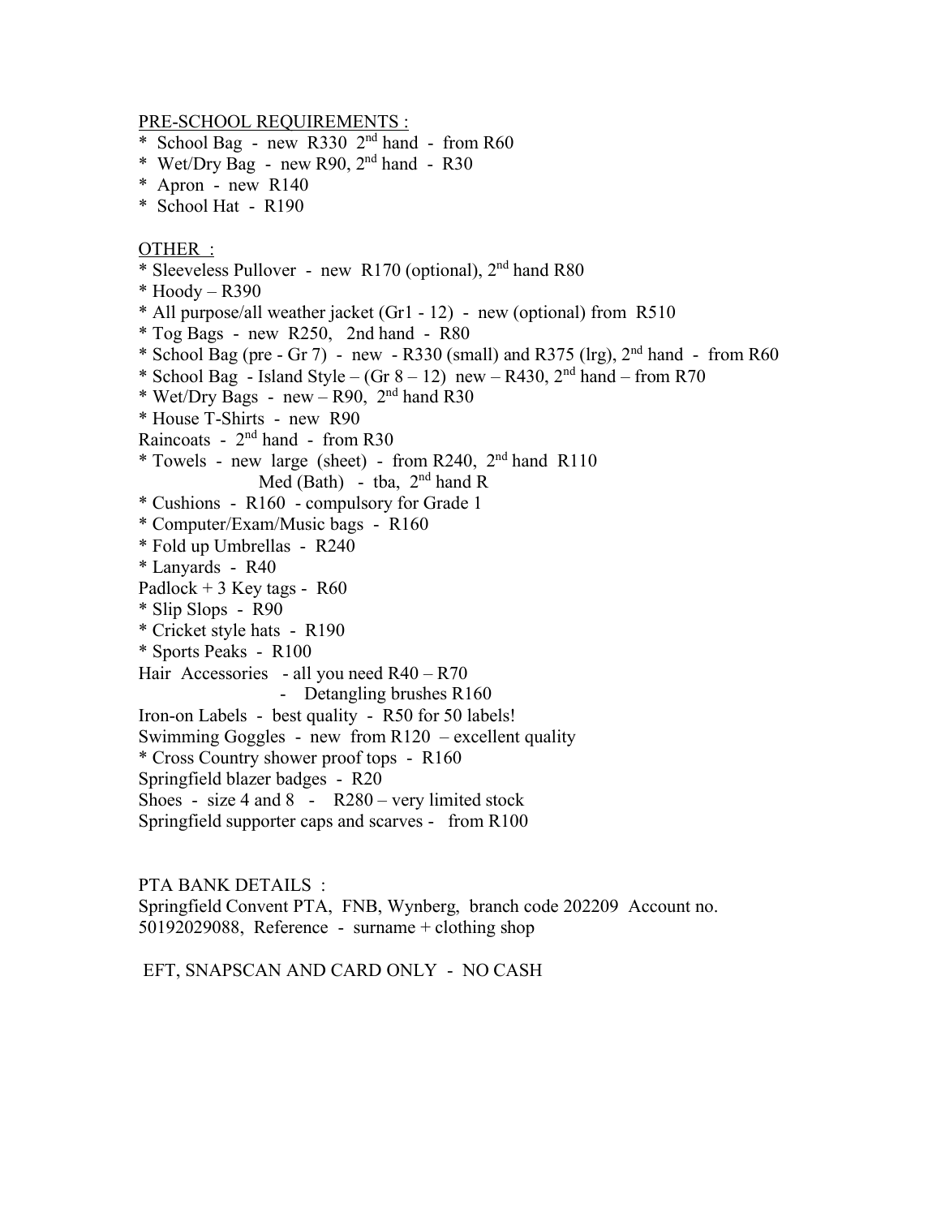PRE-SCHOOL REQUIREMENTS :

* School Bag - new R330 2nd hand - from R60
* Wet/Dry Bag - new R90, 2nd hand - R30
* Apron - new R140
* School Hat - R190

OTHER :

* Sleeveless Pullover - new R170 (optional), 2nd hand R80
* Hoody – R390
* All purpose/all weather jacket (Gr1 - 12) - new (optional) from R510
* Tog Bags - new R250, 2nd hand - R80
* School Bag (pre - Gr 7) - new - R330 (small) and R375 (lrg), 2nd hand - from R60
* School Bag - Island Style – (Gr 8 – 12) new – R430, 2nd hand – from R70
* Wet/Dry Bags - new – R90, 2nd hand R30
* House T-Shirts - new R90

Raincoats - 2nd hand - from R30

* Towels - new large (sheet) - from R240, 2nd hand R110
  Med (Bath) - tba, 2nd hand R
* Cushions - R160 - compulsory for Grade 1
* Computer/Exam/Music bags - R160
* Fold up Umbrellas - R240
* Lanyards - R40

Padlock + 3 Key tags - R60

* Slip Slops - R90
* Cricket style hats - R190
* Sports Peaks - R100

Hair Accessories - all you need R40 – R70
- Detangling brushes R160

Iron-on Labels - best quality - R50 for 50 labels!

Swimming Goggles - new from R120 – excellent quality

* Cross Country shower proof tops - R160

Springfield blazer badges - R20

Shoes - size 4 and 8 - R280 – very limited stock

Springfield supporter caps and scarves - from R100

PTA BANK DETAILS :

Springfield Convent PTA, FNB, Wynberg, branch code 202209 Account no. 50192029088, Reference - surname + clothing shop

EFT, SNAPSCAN AND CARD ONLY - NO CASH